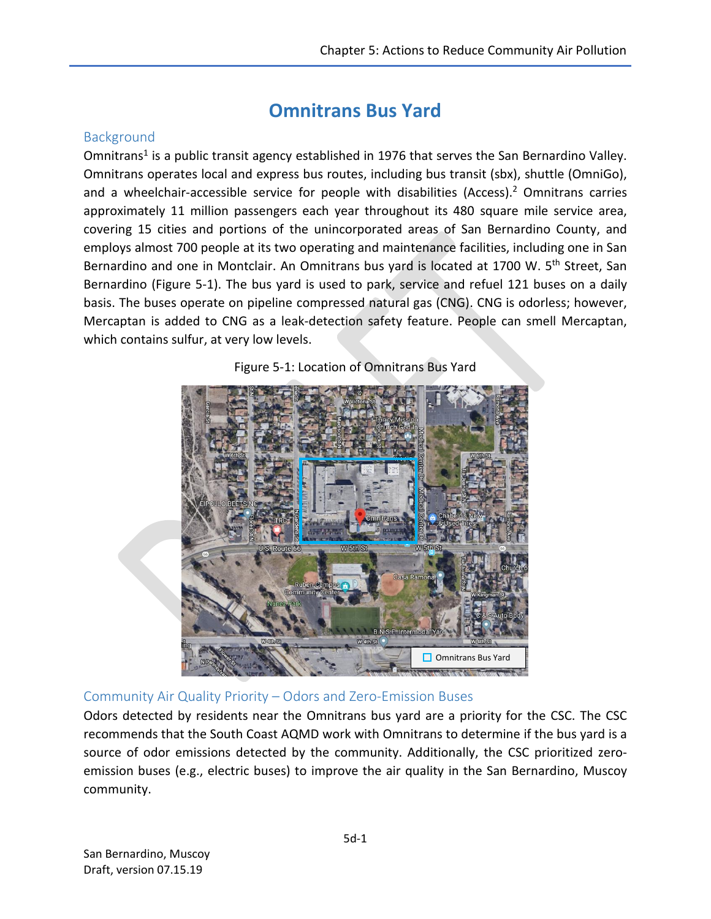# Omnitrans Bus Yard

## Background

Omnitrans[1] is a public transit agency established in 1976 that serves the San Bernardino Valley. Omnitrans operates local and express bus routes, including bus transit (sbx), shuttle (OmniGo), and a wheelchair-accessible service for people with disabilities (Access).[2] Omnitrans carries approximately 11 million passengers each year throughout its 480 square mile service area, covering 15 cities and portions of the unincorporated areas of San Bernardino County, and employs almost 700 people at its two operating and maintenance facilities, including one in San Bernardino and one in Montclair. An Omnitrans bus yard is located at 1700 W. 5th Street, San Bernardino (Figure 5-1). The bus yard is used to park, service and refuel 121 buses on a daily basis. The buses operate on pipeline compressed natural gas (CNG). CNG is odorless; however, Mercaptan is added to CNG as a leak-detection safety feature. People can smell Mercaptan, which contains sulfur, at very low levels.

Figure 5-1: Location of Omnitrans Bus Yard

## Community Air Quality Priority – Odors and Zero-Emission Buses

Odors detected by residents near the Omnitrans bus yard are a priority for the CSC. The CSC recommends that the South Coast AQMD work with Omnitrans to determine if the bus yard is a source of odor emissions detected by the community. Additionally, the CSC prioritized zero-emission buses (e.g., electric buses) to improve the air quality in the San Bernardino, Muscoy community.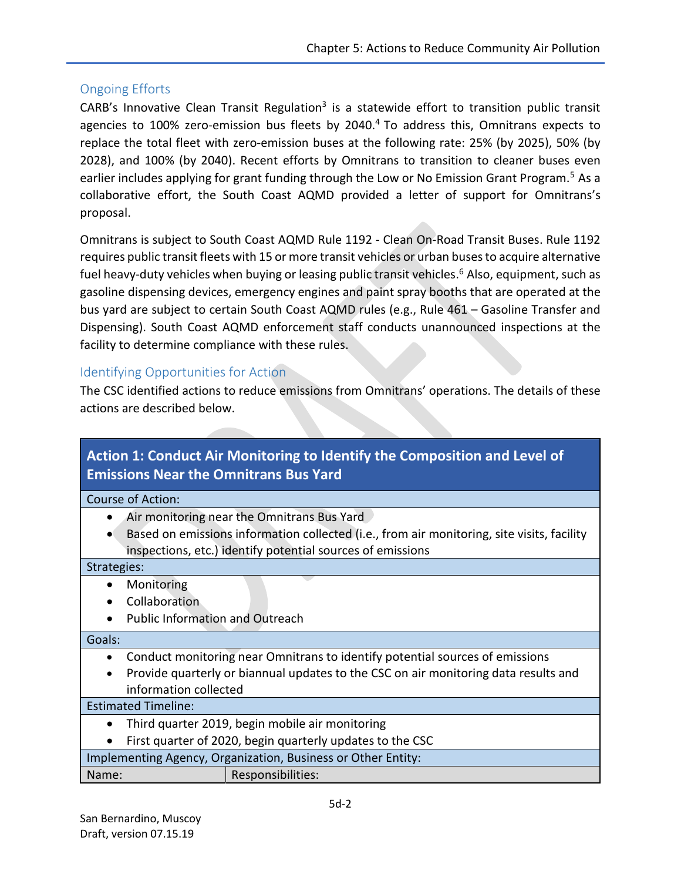## Ongoing Efforts

CARB's Innovative Clean Transit Regulation[3] is a statewide effort to transition public transit agencies to 100% zero-emission bus fleets by 2040.[4] To address this, Omnitrans expects to replace the total fleet with zero-emission buses at the following rate: 25% (by 2025), 50% (by 2028), and 100% (by 2040). Recent efforts by Omnitrans to transition to cleaner buses even earlier includes applying for grant funding through the Low or No Emission Grant Program.[5] As a collaborative effort, the South Coast AQMD provided a letter of support for Omnitrans's proposal.

Omnitrans is subject to South Coast AQMD Rule 1192 - Clean On-Road Transit Buses. Rule 1192 requires public transit fleets with 15 or more transit vehicles or urban buses to acquire alternative fuel heavy-duty vehicles when buying or leasing public transit vehicles.[6] Also, equipment, such as gasoline dispensing devices, emergency engines and paint spray booths that are operated at the bus yard are subject to certain South Coast AQMD rules (e.g., Rule 461 – Gasoline Transfer and Dispensing). South Coast AQMD enforcement staff conducts unannounced inspections at the facility to determine compliance with these rules.

## Identifying Opportunities for Action

The CSC identified actions to reduce emissions from Omnitrans' operations. The details of these actions are described below.

| **Action 1: Conduct Air Monitoring to Identify the Composition and Level of Emissions Near the Omnitrans Bus Yard** | |
|---|---|
| Course of Action: | |
| • Air monitoring near the Omnitrans Bus Yard<br>• Based on emissions information collected (i.e., from air monitoring, site visits, facility inspections, etc.) identify potential sources of emissions | |
| Strategies: | |
| • Monitoring<br>• Collaboration<br>• Public Information and Outreach | |
| Goals: | |
| • Conduct monitoring near Omnitrans to identify potential sources of emissions<br>• Provide quarterly or biannual updates to the CSC on air monitoring data results and information collected | |
| Estimated Timeline: | |
| • Third quarter 2019, begin mobile air monitoring<br>• First quarter of 2020, begin quarterly updates to the CSC | |
| Implementing Agency, Organization, Business or Other Entity: | |
| Name: | Responsibilities: |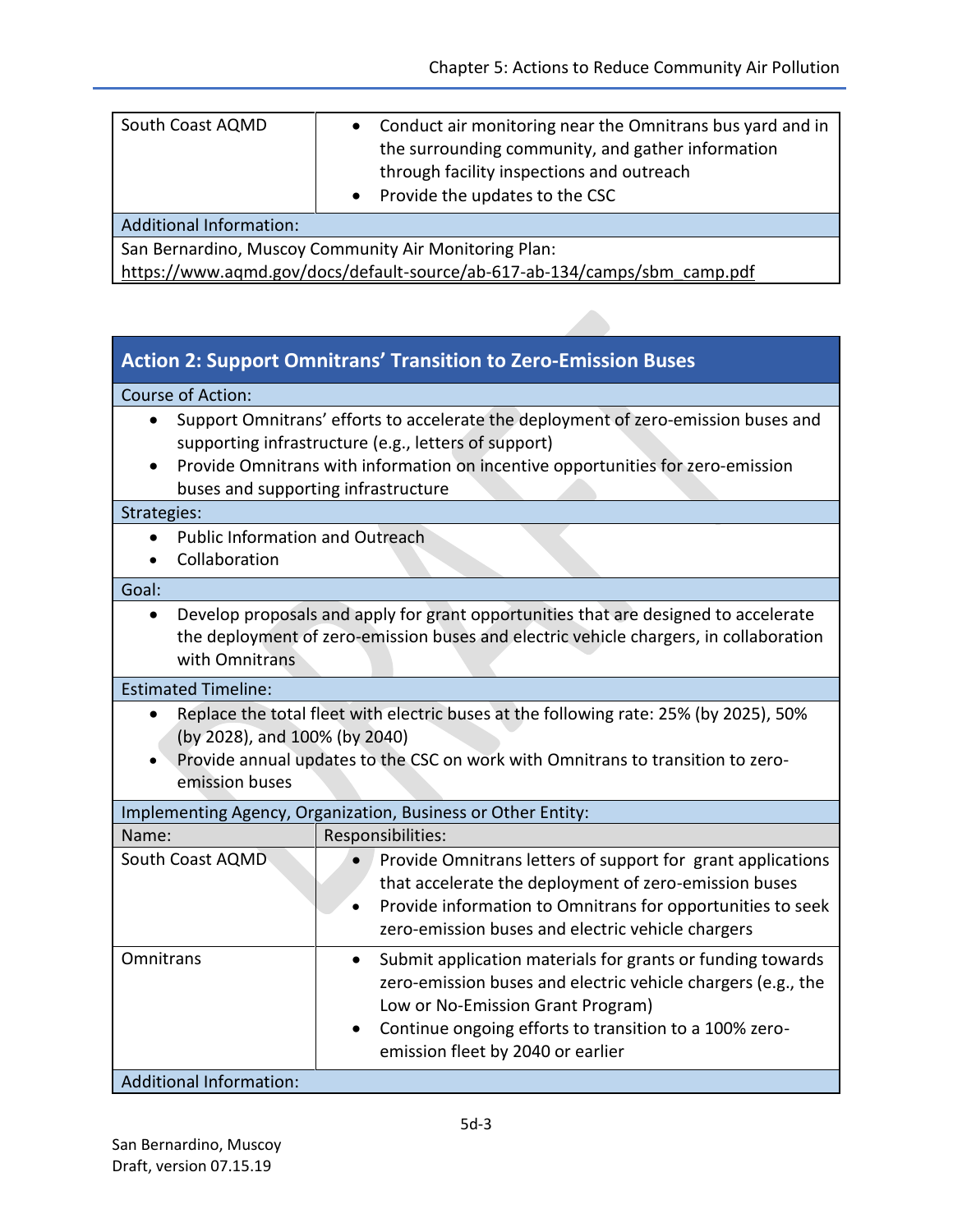| South Coast AQMD | • Conduct air monitoring near the Omnitrans bus yard and in the surrounding community, and gather information through facility inspections and outreach<br>• Provide the updates to the CSC |
|---|---|
| **Additional Information:** | |
| San Bernardino, Muscoy Community Air Monitoring Plan: https://www.aqmd.gov/docs/default-source/ab-617-ab-134/camps/sbm_camp.pdf | |

## Action 2: Support Omnitrans' Transition to Zero-Emission Buses

**Course of Action:**

- Support Omnitrans' efforts to accelerate the deployment of zero-emission buses and supporting infrastructure (e.g., letters of support)
- Provide Omnitrans with information on incentive opportunities for zero-emission buses and supporting infrastructure

**Strategies:**

- Public Information and Outreach
- Collaboration

**Goal:**

- Develop proposals and apply for grant opportunities that are designed to accelerate the deployment of zero-emission buses and electric vehicle chargers, in collaboration with Omnitrans

**Estimated Timeline:**

- Replace the total fleet with electric buses at the following rate: 25% (by 2025), 50% (by 2028), and 100% (by 2040)
- Provide annual updates to the CSC on work with Omnitrans to transition to zero-emission buses

**Implementing Agency, Organization, Business or Other Entity:**

| Name: | Responsibilities: |
|---|---|
| South Coast AQMD | • Provide Omnitrans letters of support for grant applications that accelerate the deployment of zero-emission buses<br>• Provide information to Omnitrans for opportunities to seek zero-emission buses and electric vehicle chargers |
| Omnitrans | • Submit application materials for grants or funding towards zero-emission buses and electric vehicle chargers (e.g., the Low or No-Emission Grant Program)<br>• Continue ongoing efforts to transition to a 100% zero-emission fleet by 2040 or earlier |

**Additional Information:**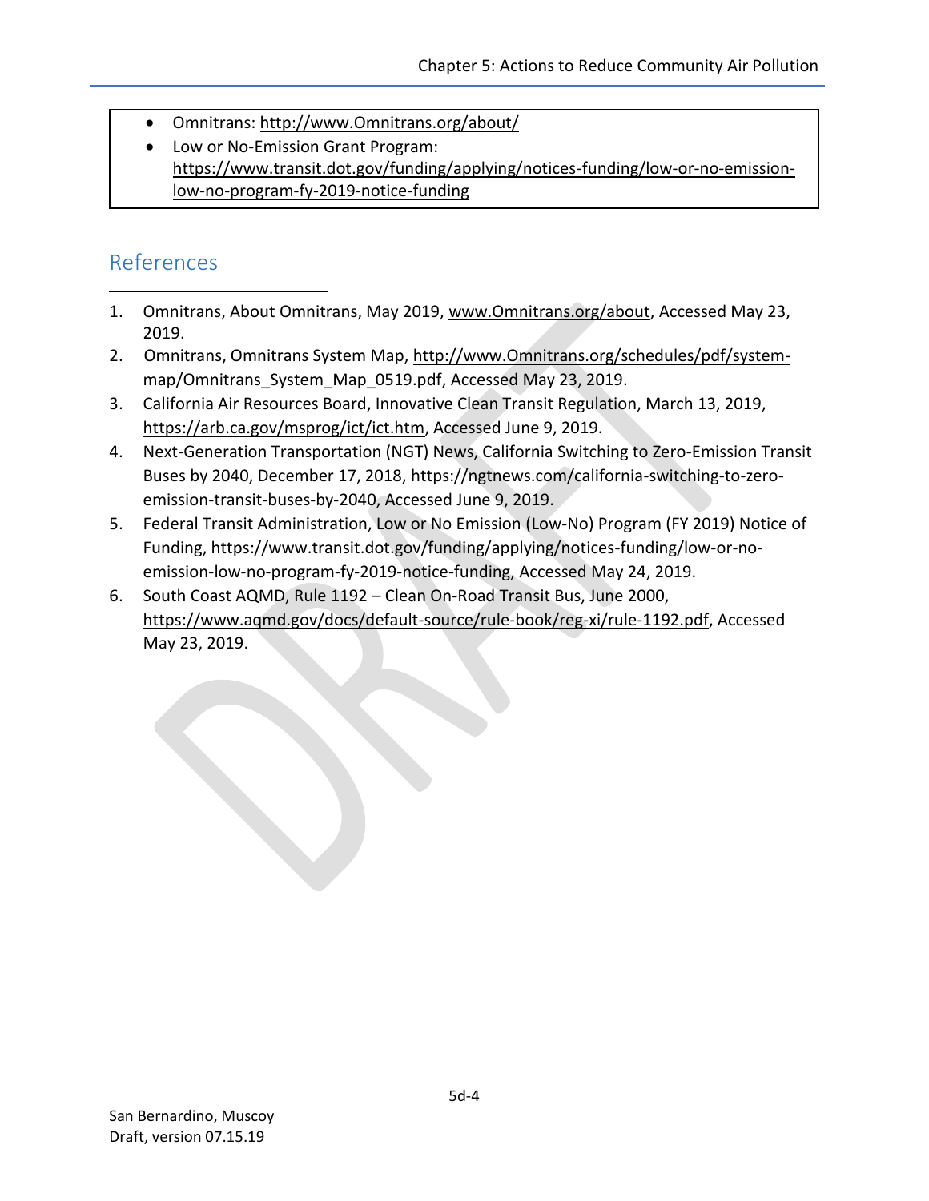- Omnitrans: http://www.Omnitrans.org/about/
- Low or No-Emission Grant Program: https://www.transit.dot.gov/funding/applying/notices-funding/low-or-no-emission-low-no-program-fy-2019-notice-funding

## References

1. Omnitrans, About Omnitrans, May 2019, www.Omnitrans.org/about, Accessed May 23, 2019.
2. Omnitrans, Omnitrans System Map, http://www.Omnitrans.org/schedules/pdf/system-map/Omnitrans_System_Map_0519.pdf, Accessed May 23, 2019.
3. California Air Resources Board, Innovative Clean Transit Regulation, March 13, 2019, https://arb.ca.gov/msprog/ict/ict.htm, Accessed June 9, 2019.
4. Next-Generation Transportation (NGT) News, California Switching to Zero-Emission Transit Buses by 2040, December 17, 2018, https://ngtnews.com/california-switching-to-zero-emission-transit-buses-by-2040, Accessed June 9, 2019.
5. Federal Transit Administration, Low or No Emission (Low-No) Program (FY 2019) Notice of Funding, https://www.transit.dot.gov/funding/applying/notices-funding/low-or-no-emission-low-no-program-fy-2019-notice-funding, Accessed May 24, 2019.
6. South Coast AQMD, Rule 1192 – Clean On-Road Transit Bus, June 2000, https://www.aqmd.gov/docs/default-source/rule-book/reg-xi/rule-1192.pdf, Accessed May 23, 2019.